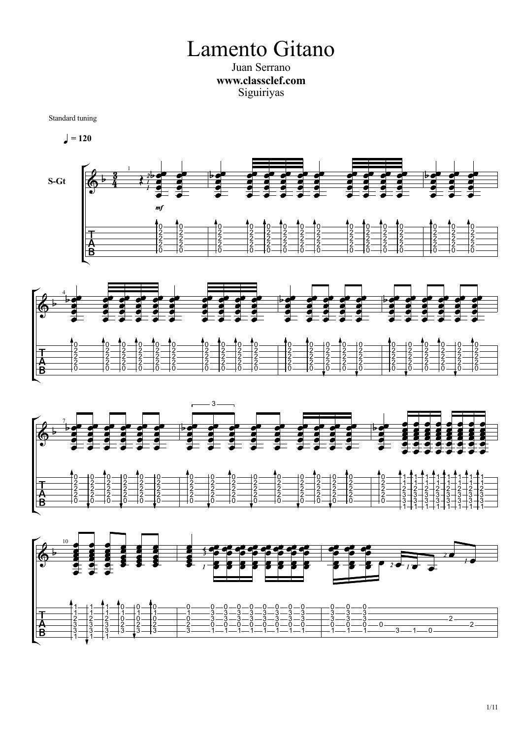# Lamento Gitano

Juan Serrano

**www.classclef.com**

Siguiriyas

Standard tuning

♩ = 120

S-Gt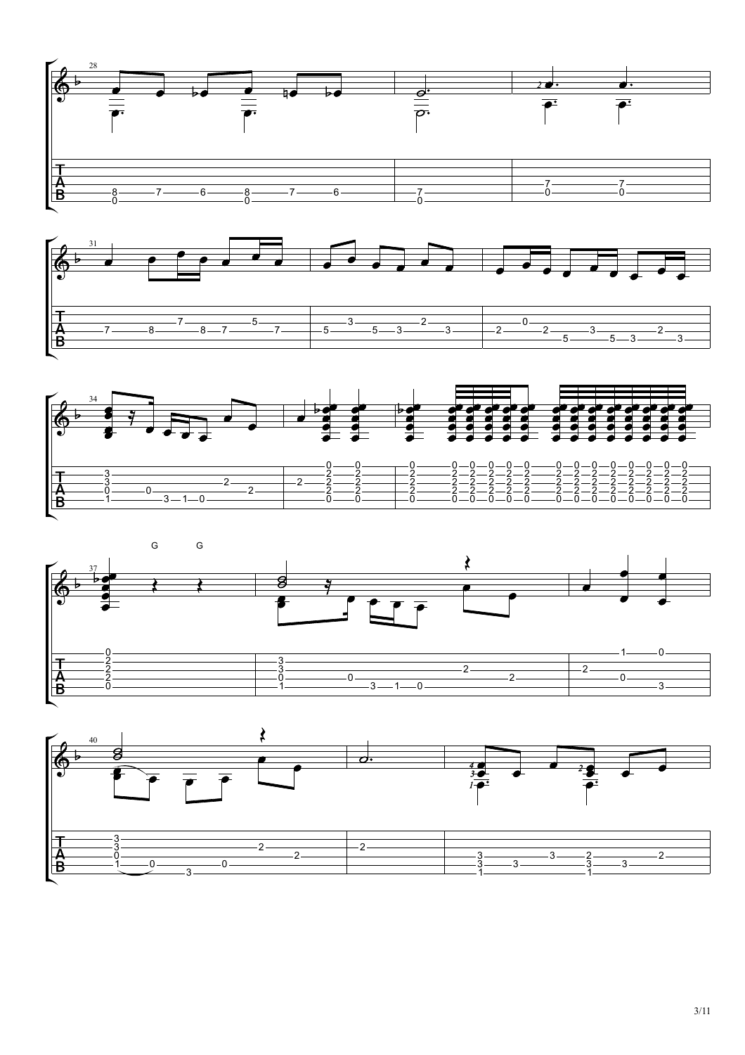G G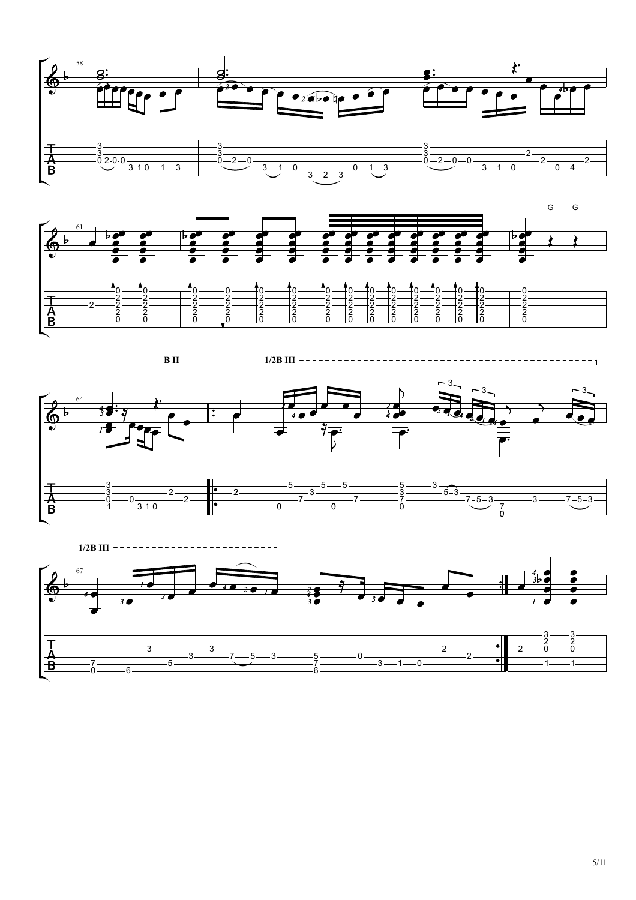G G

B II

1/2B III

1/2B III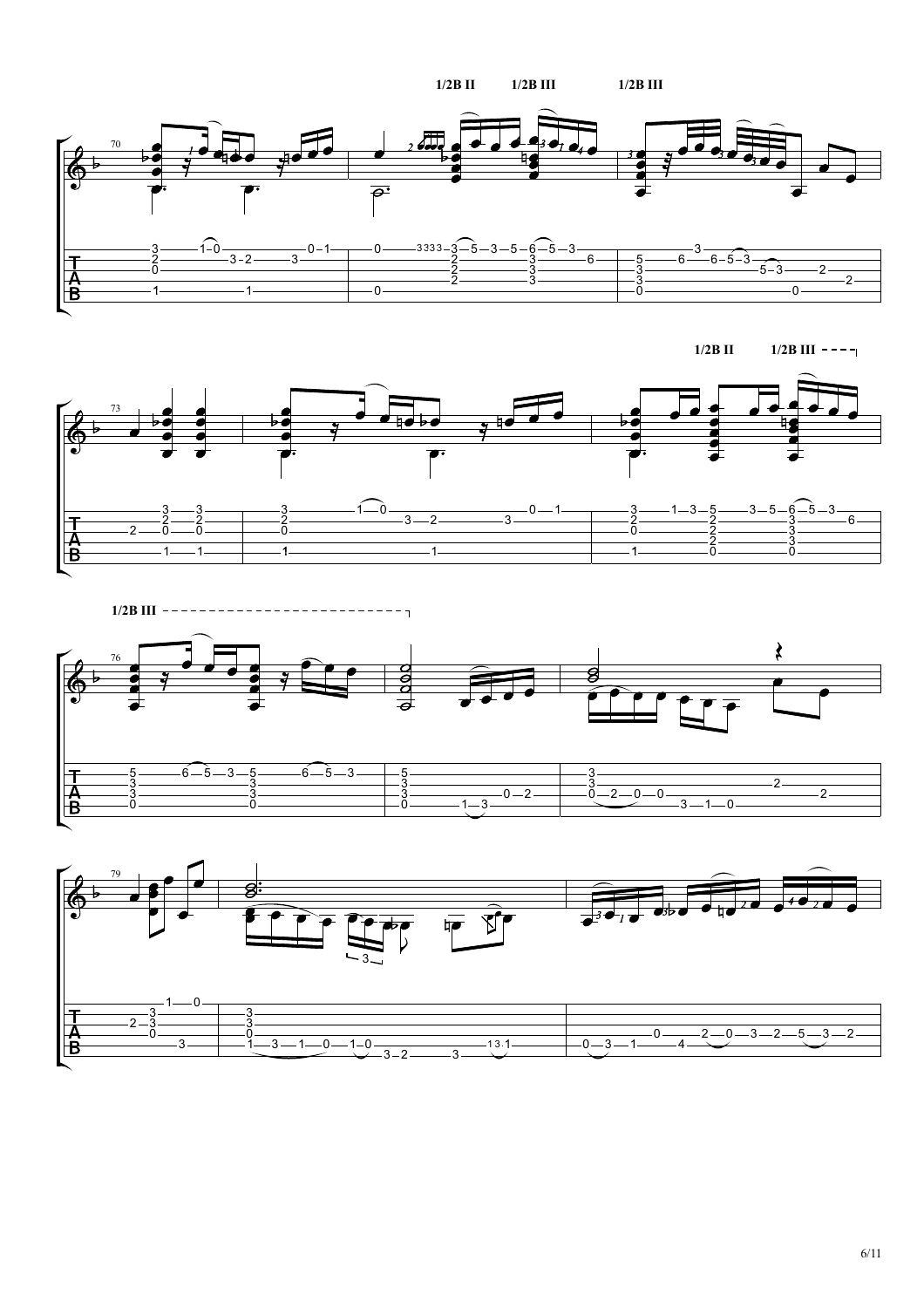1/2B II 1/2B III 1/2B III

1/2B II 1/2B III

1/2B III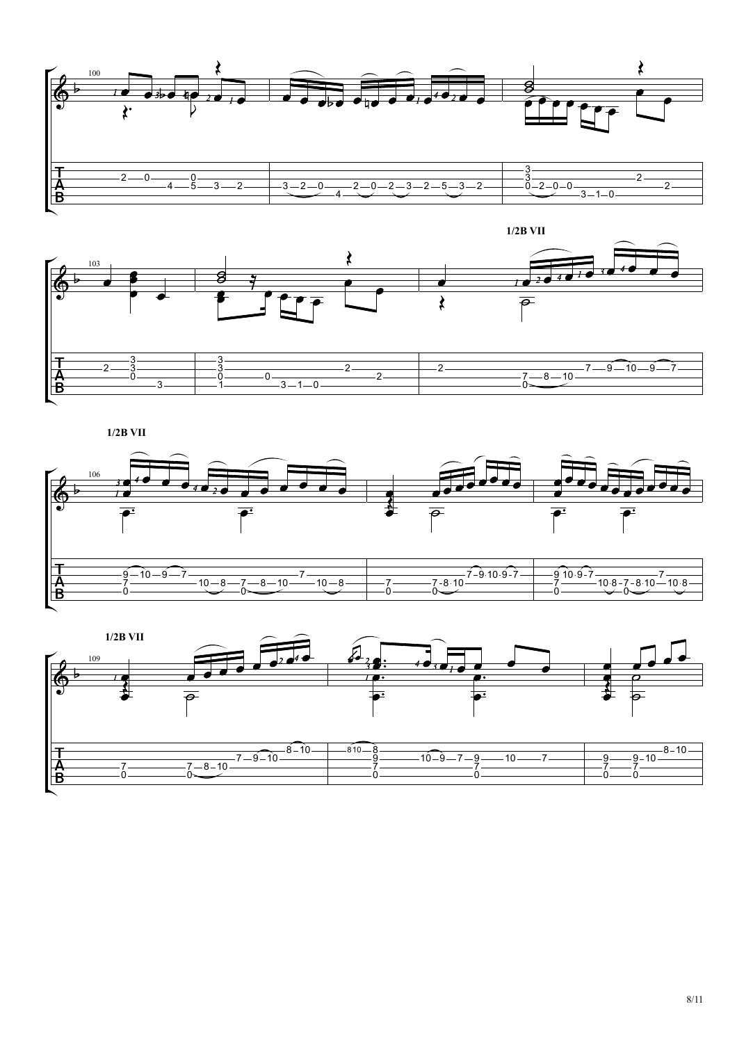1/2B VII

1/2B VII

1/2B VII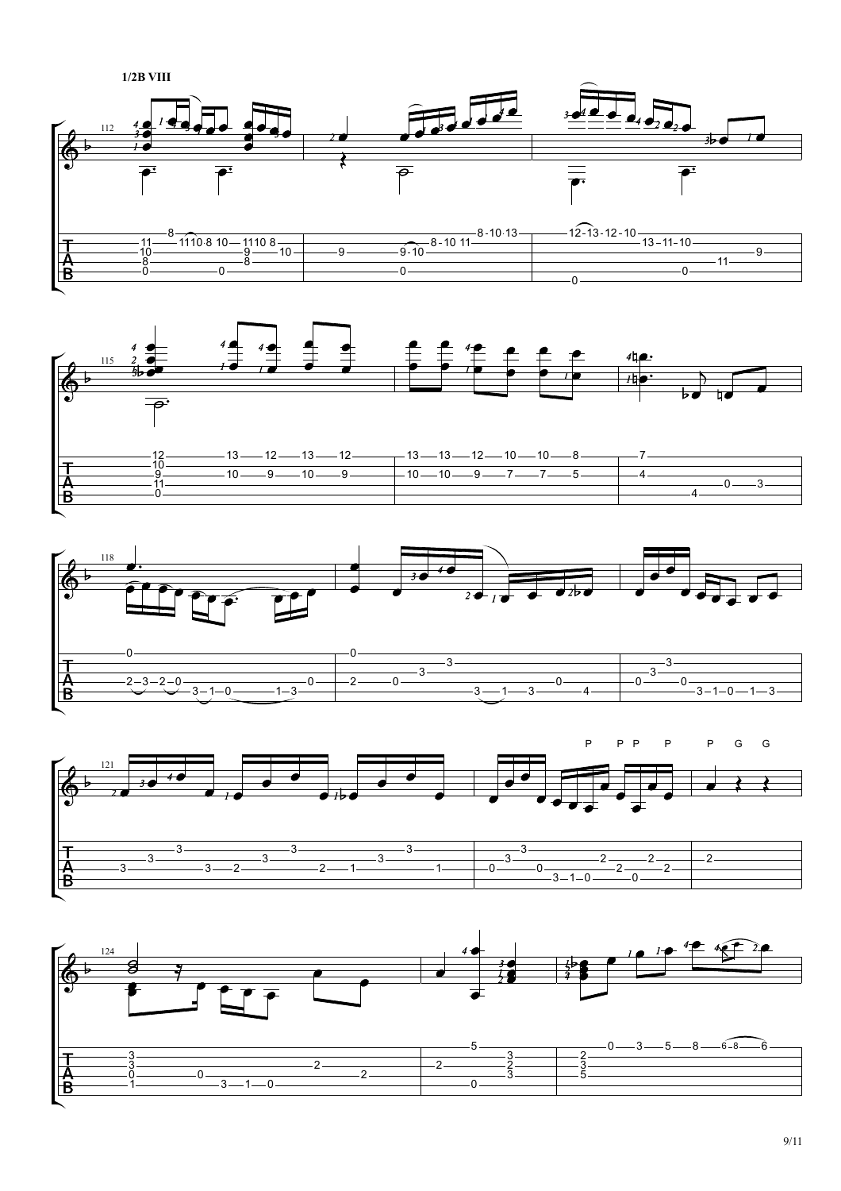**1/2B VIII**

P P P P P G G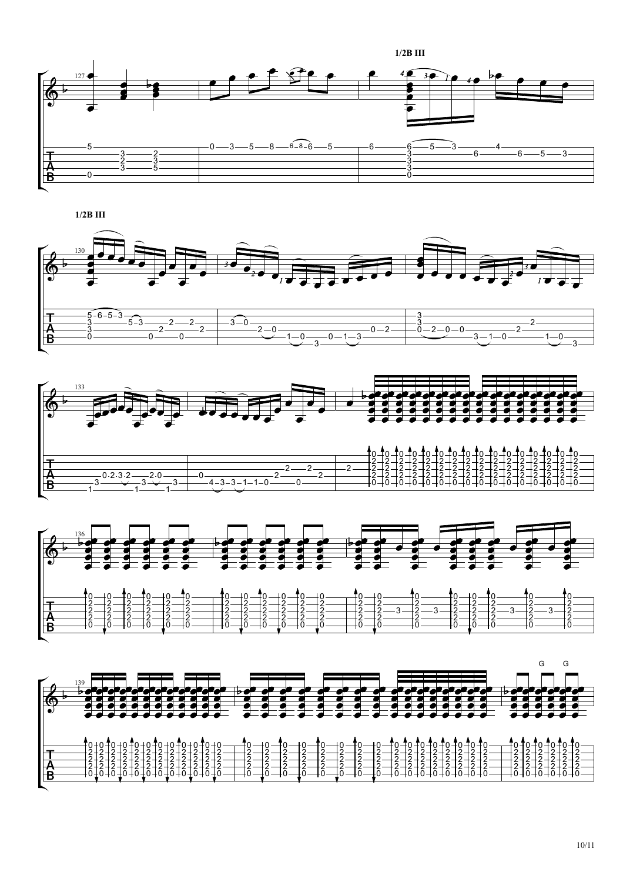1/2B III

1/2B III

G G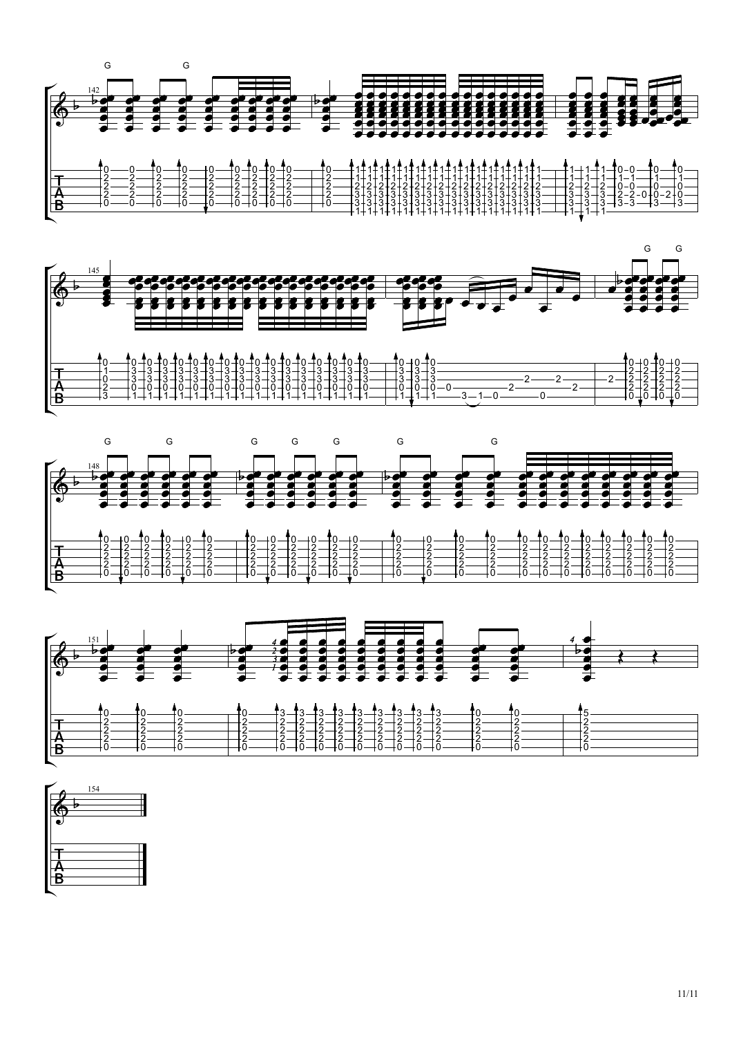G G

142

G G

145

G G G G G G

148

G G

151

154